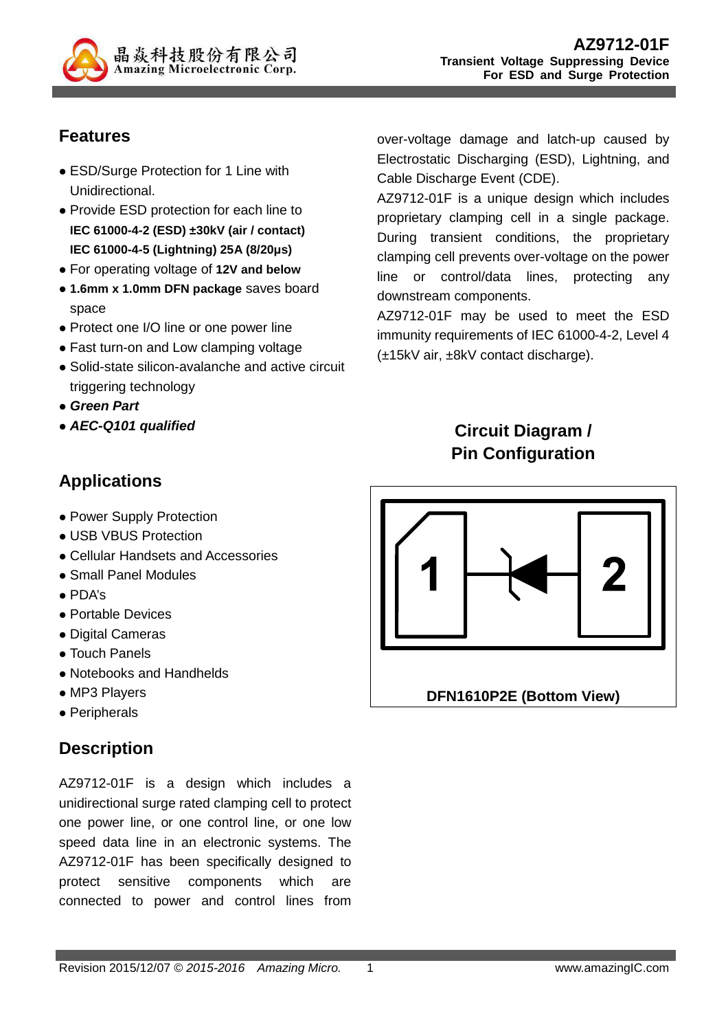# AZ9712-01F

**Transient Voltage Suppressing Device**
**For ESD and Surge Protection**

## Features

- ESD/Surge Protection for 1 Line with Unidirectional.
- Provide ESD protection for each line to
  **IEC 61000-4-2 (ESD) ±30kV (air / contact)**
  **IEC 61000-4-5 (Lightning) 25A (8/20μs)**
- For operating voltage of **12V and below**
- **1.6mm x 1.0mm DFN package** saves board space
- Protect one I/O line or one power line
- Fast turn-on and Low clamping voltage
- Solid-state silicon-avalanche and active circuit triggering technology
- ***Green Part***
- ***AEC-Q101 qualified***

## Applications

- Power Supply Protection
- USB VBUS Protection
- Cellular Handsets and Accessories
- Small Panel Modules
- PDA's
- Portable Devices
- Digital Cameras
- Touch Panels
- Notebooks and Handhelds
- MP3 Players
- Peripherals

## Description

AZ9712-01F is a design which includes a unidirectional surge rated clamping cell to protect one power line, or one control line, or one low speed data line in an electronic systems. The AZ9712-01F has been specifically designed to protect sensitive components which are connected to power and control lines from over-voltage damage and latch-up caused by Electrostatic Discharging (ESD), Lightning, and Cable Discharge Event (CDE).

AZ9712-01F is a unique design which includes proprietary clamping cell in a single package. During transient conditions, the proprietary clamping cell prevents over-voltage on the power line or control/data lines, protecting any downstream components.

AZ9712-01F may be used to meet the ESD immunity requirements of IEC 61000-4-2, Level 4 (±15kV air, ±8kV contact discharge).

## Circuit Diagram / Pin Configuration

1

2

DFN1610P2E (Bottom View)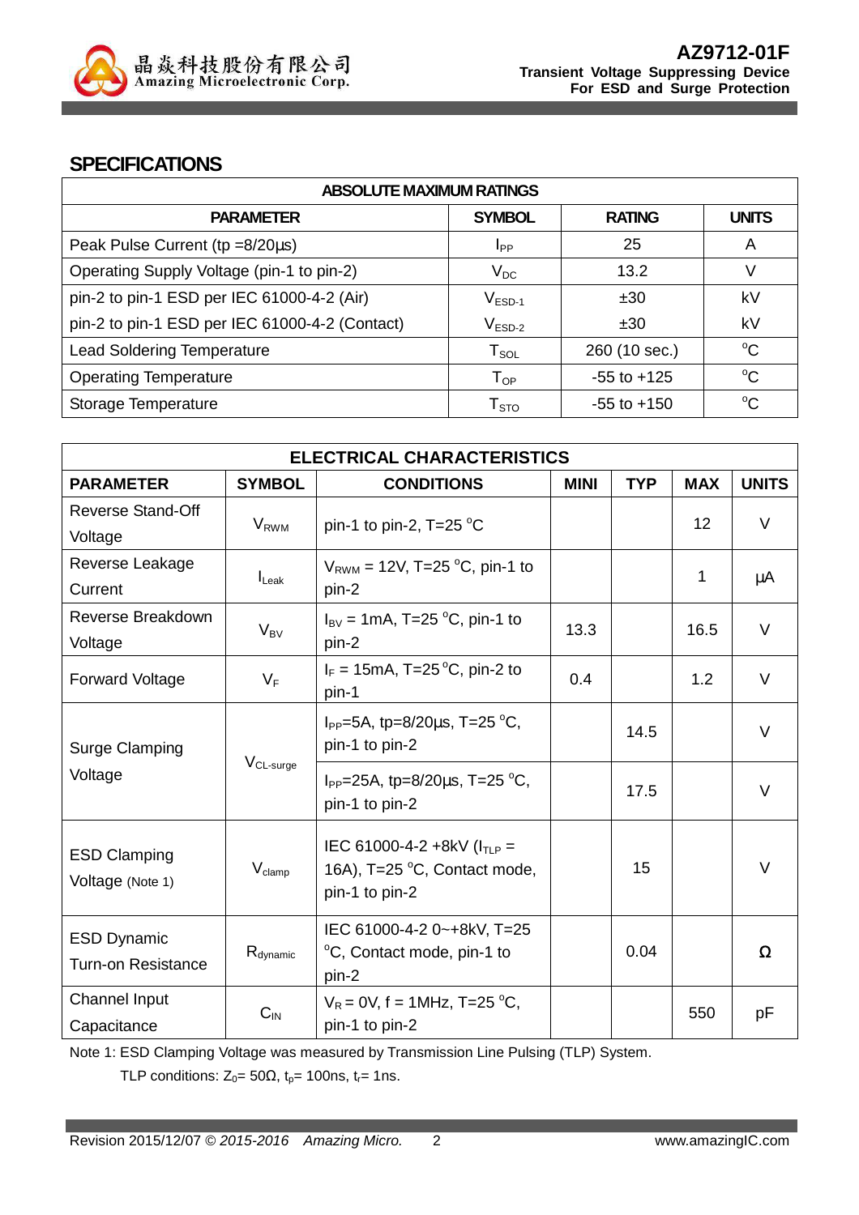## SPECIFICATIONS

| ABSOLUTE MAXIMUM RATINGS | | | |
|---|---|---|---|
| **PARAMETER** | **SYMBOL** | **RATING** | **UNITS** |
| Peak Pulse Current (tp =8/20µs) | $I_{PP}$ | 25 | A |
| Operating Supply Voltage (pin-1 to pin-2) | $V_{DC}$ | 13.2 | V |
| pin-2 to pin-1 ESD per IEC 61000-4-2 (Air) | $V_{ESD-1}$ | ±30 | kV |
| pin-2 to pin-1 ESD per IEC 61000-4-2 (Contact) | $V_{ESD-2}$ | ±30 | kV |
| Lead Soldering Temperature | $T_{SOL}$ | 260 (10 sec.) | $^{o}C$ |
| Operating Temperature | $T_{OP}$ | -55 to +125 | $^{o}C$ |
| Storage Temperature | $T_{STO}$ | -55 to +150 | $^{o}C$ |

| ELECTRICAL CHARACTERISTICS | | | | | | |
|---|---|---|---|---|---|---|
| **PARAMETER** | **SYMBOL** | **CONDITIONS** | **MINI** | **TYP** | **MAX** | **UNITS** |
| Reverse Stand-Off Voltage | $V_{RWM}$ | pin-1 to pin-2, T=25 $^{o}C$ | | | 12 | V |
| Reverse Leakage Current | $I_{Leak}$ | $V_{RWM}$ = 12V, T=25 $^{o}C$, pin-1 to pin-2 | | | 1 | µA |
| Reverse Breakdown Voltage | $V_{BV}$ | $I_{BV}$ = 1mA, T=25 $^{o}C$, pin-1 to pin-2 | 13.3 | | 16.5 | V |
| Forward Voltage | $V_F$ | $I_F$ = 15mA, T=25 $^{o}C$, pin-2 to pin-1 | 0.4 | | 1.2 | V |
| Surge Clamping Voltage | $V_{CL-surge}$ | $I_{PP}$=5A, tp=8/20µs, T=25 $^{o}C$, pin-1 to pin-2 | | 14.5 | | V |
| | | $I_{PP}$=25A, tp=8/20µs, T=25 $^{o}C$, pin-1 to pin-2 | | 17.5 | | V |
| ESD Clamping Voltage (Note 1) | $V_{clamp}$ | IEC 61000-4-2 +8kV ($I_{TLP}$ = 16A), T=25 $^{o}C$, Contact mode, pin-1 to pin-2 | | 15 | | V |
| ESD Dynamic Turn-on Resistance | $R_{dynamic}$ | IEC 61000-4-2 0~+8kV, T=25 $^{o}C$, Contact mode, pin-1 to pin-2 | | 0.04 | | Ω |
| Channel Input Capacitance | $C_{IN}$ | $V_R$ = 0V, f = 1MHz, T=25 $^{o}C$, pin-1 to pin-2 | | | 550 | pF |

Note 1: ESD Clamping Voltage was measured by Transmission Line Pulsing (TLP) System.

TLP conditions: $Z_0$= 50Ω, $t_p$= 100ns, $t_r$= 1ns.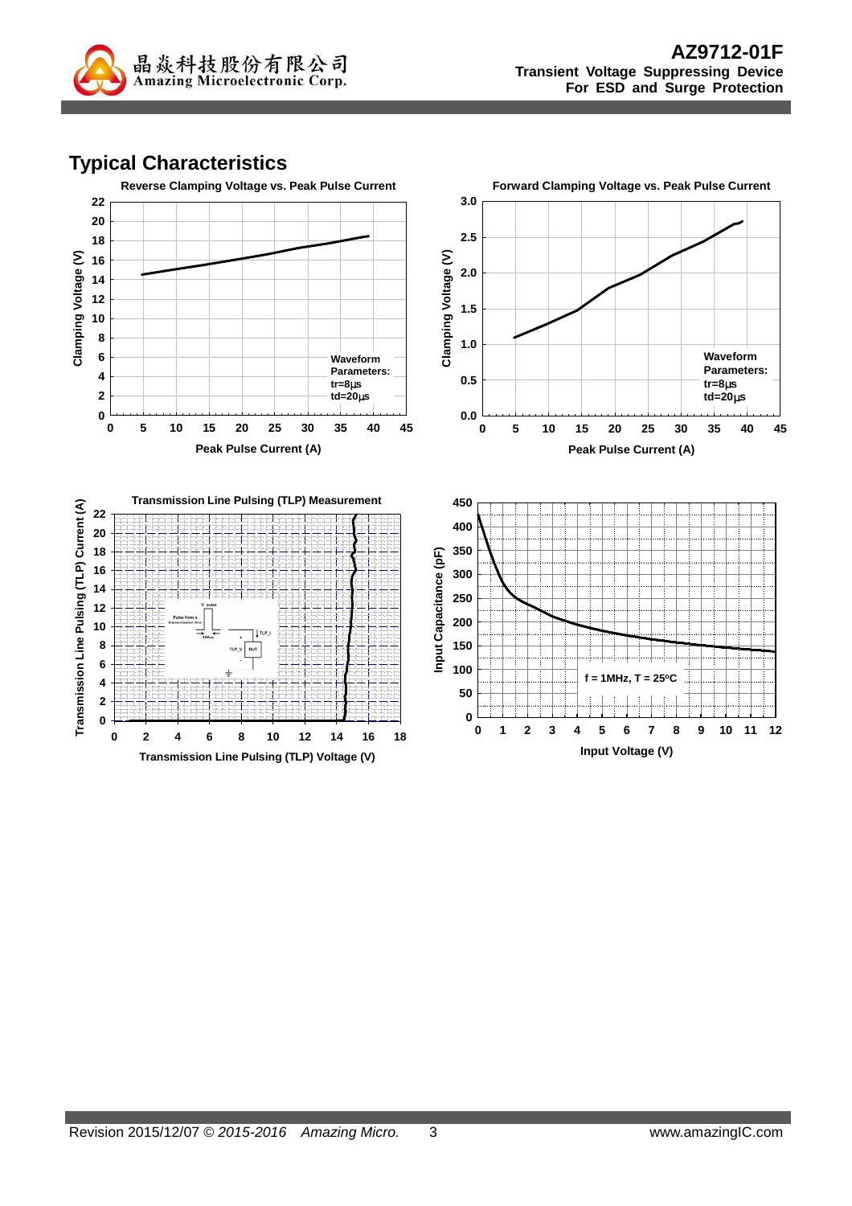## Typical Characteristics

**Reverse Clamping Voltage vs. Peak Pulse Current**

Clamping Voltage (V)

0
2
4
6
8
10
12
14
16
18
20
22

Peak Pulse Current (A)

0
5
10
15
20
25
30
35
40
45

Waveform Parameters:
tr=8µs
td=20µs

**Forward Clamping Voltage vs. Peak Pulse Current**

Clamping Voltage (V)

0.0
0.5
1.0
1.5
2.0
2.5
3.0

Peak Pulse Current (A)

0
5
10
15
20
25
30
35
40
45

Waveform Parameters:
tr=8µs
td=20µs

**Transmission Line Pulsing (TLP) Measurement**

Transmission Line Pulsing (TLP) Current (A)

0
2
4
6
8
10
12
14
16
18
20
22

Transmission Line Pulsing (TLP) Voltage (V)

0
2
4
6
8
10
12
14
16
18

V pulse
Pulse from a transmission line
100ns
TLP_I
TLP_V
DUT

Input Capacitance (pF)

0
50
100
150
200
250
300
350
400
450

Input Voltage (V)

0
1
2
3
4
5
6
7
8
9
10
11
12

f = 1MHz, T = 25°C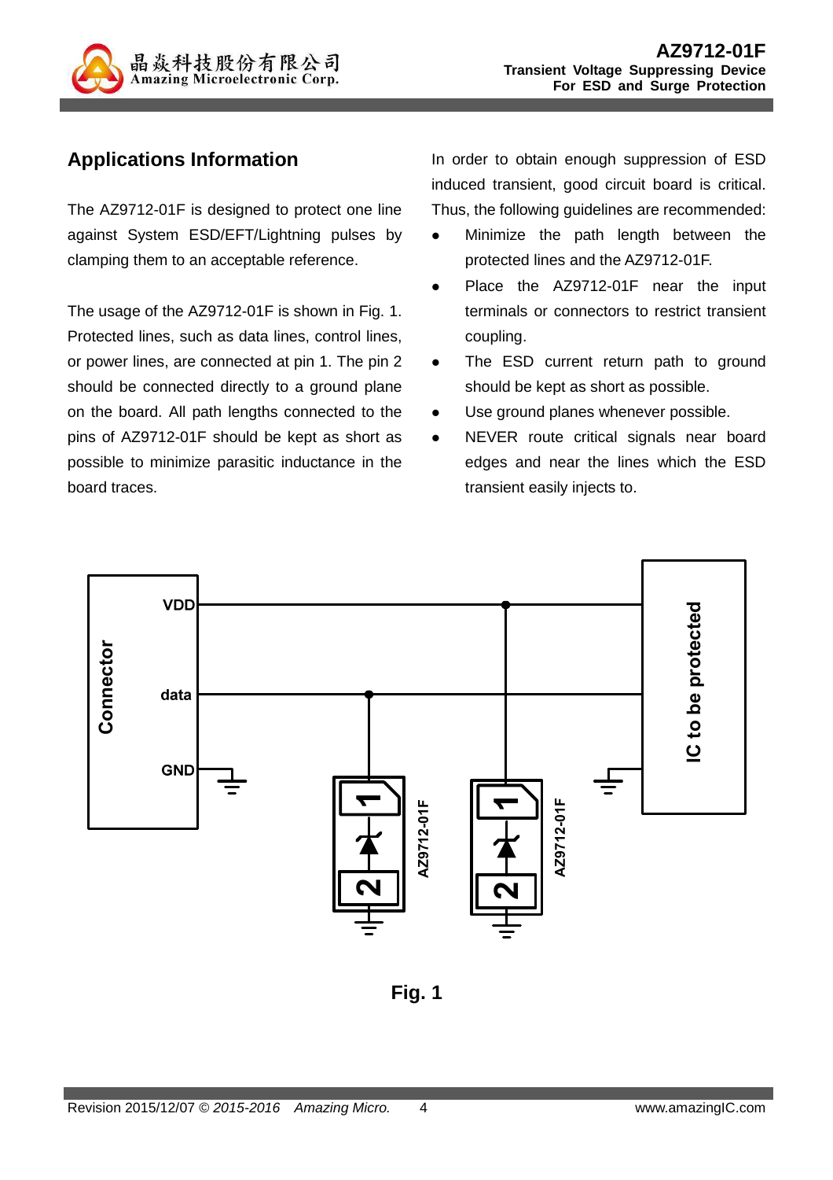## Applications Information

The AZ9712-01F is designed to protect one line against System ESD/EFT/Lightning pulses by clamping them to an acceptable reference.

The usage of the AZ9712-01F is shown in Fig. 1. Protected lines, such as data lines, control lines, or power lines, are connected at pin 1. The pin 2 should be connected directly to a ground plane on the board. All path lengths connected to the pins of AZ9712-01F should be kept as short as possible to minimize parasitic inductance in the board traces.

In order to obtain enough suppression of ESD induced transient, good circuit board is critical. Thus, the following guidelines are recommended:

- Minimize the path length between the protected lines and the AZ9712-01F.
- Place the AZ9712-01F near the input terminals or connectors to restrict transient coupling.
- The ESD current return path to ground should be kept as short as possible.
- Use ground planes whenever possible.
- NEVER route critical signals near board edges and near the lines which the ESD transient easily injects to.

Connector
VDD
data
GND
AZ9712-01F
AZ9712-01F
1
2
1
2
IC to be protected

Fig. 1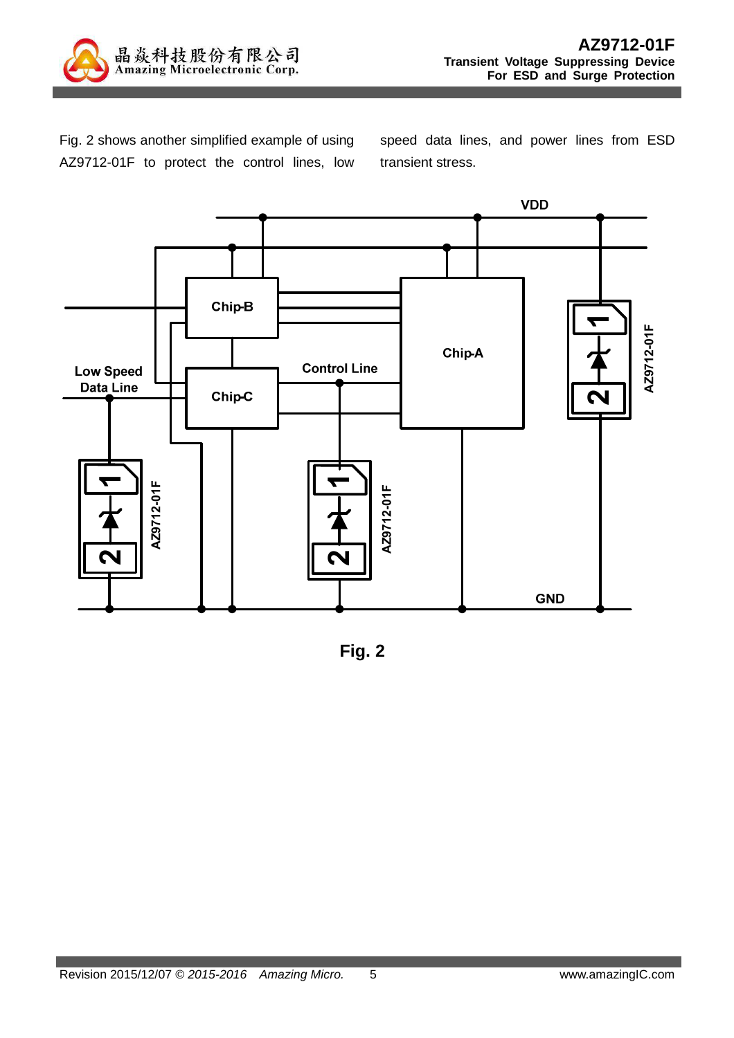Fig. 2 shows another simplified example of using AZ9712-01F to protect the control lines, low speed data lines, and power lines from ESD transient stress.

VDD

Chip-B

Chip-A

Low Speed
Data Line

Chip-C

Control Line

AZ9712-01F

AZ9712-01F

AZ9712-01F

GND

**Fig. 2**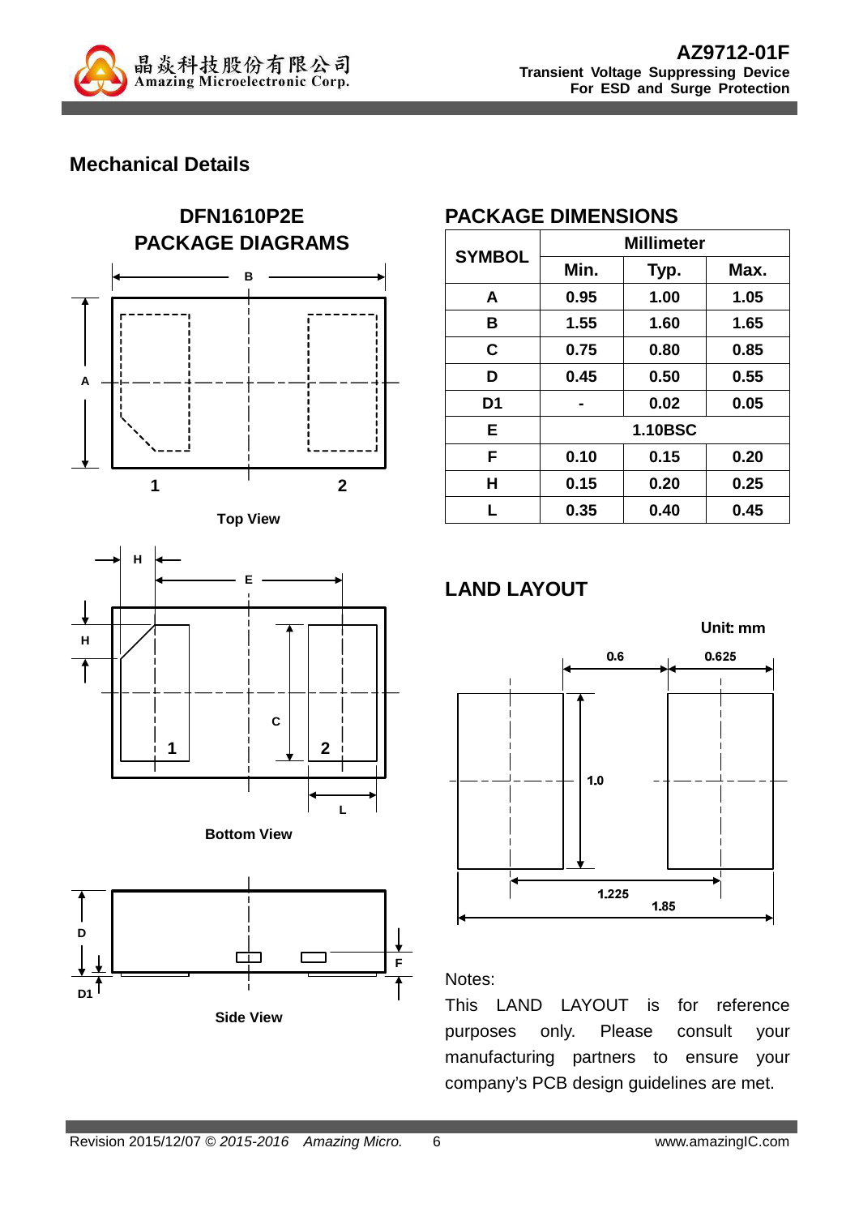## Mechanical Details

### DFN1610P2E PACKAGE DIAGRAMS

B

A

1

2

Top View

H

E

H

C

1

2

L

Bottom View

D

D1

F

Side View

### PACKAGE DIMENSIONS

| SYMBOL | Millimeter | | |
|---|---|---|---|
| | Min. | Typ. | Max. |
| A | 0.95 | 1.00 | 1.05 |
| B | 1.55 | 1.60 | 1.65 |
| C | 0.75 | 0.80 | 0.85 |
| D | 0.45 | 0.50 | 0.55 |
| D1 | - | 0.02 | 0.05 |
| E | 1.10BSC | | |
| F | 0.10 | 0.15 | 0.20 |
| H | 0.15 | 0.20 | 0.25 |
| L | 0.35 | 0.40 | 0.45 |

### LAND LAYOUT

Unit: mm

0.6

0.625

1.0

1.225

1.85

Notes:

This LAND LAYOUT is for reference purposes only. Please consult your manufacturing partners to ensure your company's PCB design guidelines are met.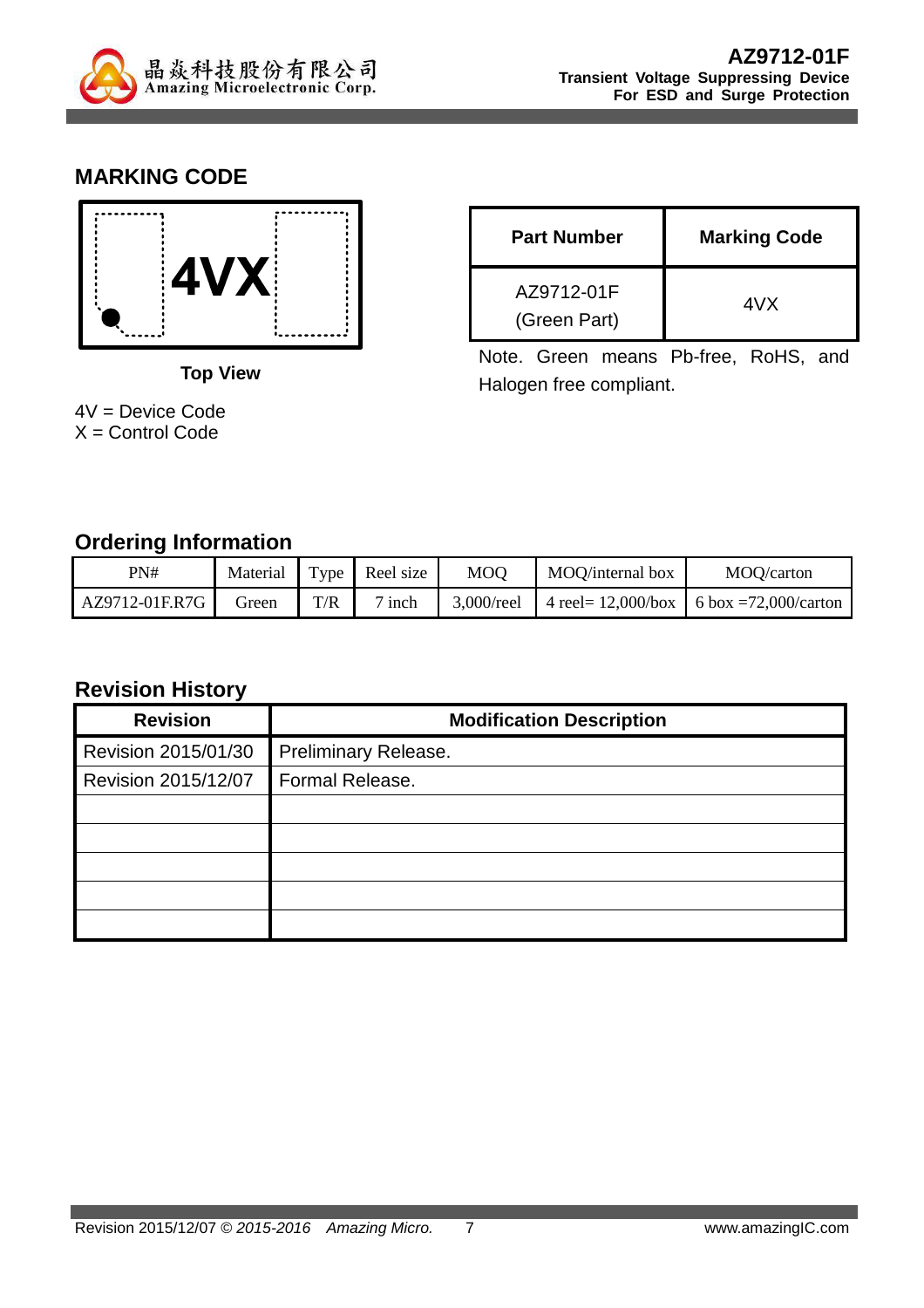## MARKING CODE

4VX

**Top View**

4V = Device Code
X = Control Code

| Part Number | Marking Code |
|---|---|
| AZ9712-01F (Green Part) | 4VX |

Note. Green means Pb-free, RoHS, and Halogen free compliant.

## Ordering Information

| PN# | Material | Type | Reel size | MOQ | MOQ/internal box | MOQ/carton |
|---|---|---|---|---|---|---|
| AZ9712-01F.R7G | Green | T/R | 7 inch | 3,000/reel | 4 reel= 12,000/box | 6 box =72,000/carton |

## Revision History

| Revision | Modification Description |
|---|---|
| Revision 2015/01/30 | Preliminary Release. |
| Revision 2015/12/07 | Formal Release. |
| | |
| | |
| | |
| | |
| | |